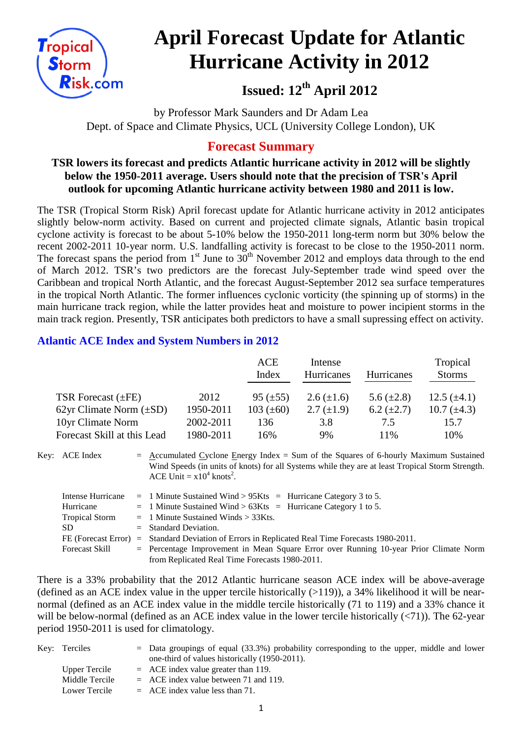# April Forecast Update for Atlantic Hurricane Activity in 2012

## Issued: 12th April 2012

by Professor Mark Saunders and Dr Adam Lea
Dept. of Space and Climate Physics, UCL (University College London), UK

## Forecast Summary

**TSR lowers its forecast and predicts Atlantic hurricane activity in 2012 will be slightly below the 1950-2011 average. Users should note that the precision of TSR's April outlook for upcoming Atlantic hurricane activity between 1980 and 2011 is low.**

The TSR (Tropical Storm Risk) April forecast update for Atlantic hurricane activity in 2012 anticipates slightly below-norm activity. Based on current and projected climate signals, Atlantic basin tropical cyclone activity is forecast to be about 5-10% below the 1950-2011 long-term norm but 30% below the recent 2002-2011 10-year norm. U.S. landfalling activity is forecast to be close to the 1950-2011 norm. The forecast spans the period from 1st June to 30th November 2012 and employs data through to the end of March 2012. TSR's two predictors are the forecast July-September trade wind speed over the Caribbean and tropical North Atlantic, and the forecast August-September 2012 sea surface temperatures in the tropical North Atlantic. The former influences cyclonic vorticity (the spinning up of storms) in the main hurricane track region, while the latter provides heat and moisture to power incipient storms in the main track region. Presently, TSR anticipates both predictors to have a small supressing effect on activity.

### Atlantic ACE Index and System Numbers in 2012

| | | ACE Index | Intense Hurricanes | Hurricanes | Tropical Storms |
|---|---|---|---|---|---|
| TSR Forecast (±FE) | 2012 | 95 (±55) | 2.6 (±1.6) | 5.6 (±2.8) | 12.5 (±4.1) |
| 62yr Climate Norm (±SD) | 1950-2011 | 103 (±60) | 2.7 (±1.9) | 6.2 (±2.7) | 10.7 (±4.3) |
| 10yr Climate Norm | 2002-2011 | 136 | 3.8 | 7.5 | 15.7 |
| Forecast Skill at this Lead | 1980-2011 | 16% | 9% | 11% | 10% |

Key: ACE Index = Accumulated Cyclone Energy Index = Sum of the Squares of 6-hourly Maximum Sustained Wind Speeds (in units of knots) for all Systems while they are at least Tropical Storm Strength. ACE Unit = $x10^4$ knots$^2$.

- Intense Hurricane = 1 Minute Sustained Wind > 95Kts = Hurricane Category 3 to 5.
- Hurricane = 1 Minute Sustained Wind > 63Kts = Hurricane Category 1 to 5.
- Tropical Storm = 1 Minute Sustained Winds > 33Kts.
- SD = Standard Deviation.
- FE (Forecast Error) = Standard Deviation of Errors in Replicated Real Time Forecasts 1980-2011.
- Forecast Skill = Percentage Improvement in Mean Square Error over Running 10-year Prior Climate Norm from Replicated Real Time Forecasts 1980-2011.

There is a 33% probability that the 2012 Atlantic hurricane season ACE index will be above-average (defined as an ACE index value in the upper tercile historically (>119)), a 34% likelihood it will be near-normal (defined as an ACE index value in the middle tercile historically (71 to 119) and a 33% chance it will be below-normal (defined as an ACE index value in the lower tercile historically (<71)). The 62-year period 1950-2011 is used for climatology.

Key: Terciles = Data groupings of equal (33.3%) probability corresponding to the upper, middle and lower one-third of values historically (1950-2011).

- Upper Tercile = ACE index value greater than 119.
- Middle Tercile = ACE index value between 71 and 119.
- Lower Tercile = ACE index value less than 71.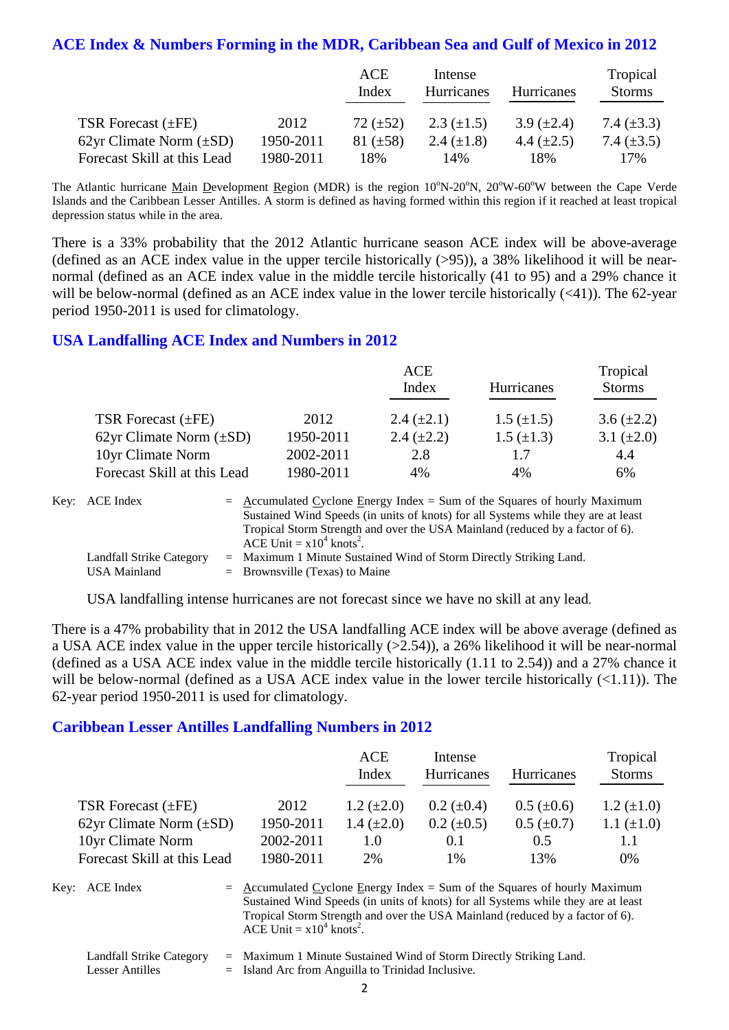## ACE Index & Numbers Forming in the MDR, Caribbean Sea and Gulf of Mexico in 2012

| | | ACE Index | Intense Hurricanes | Hurricanes | Tropical Storms |
|---|---|---|---|---|---|
| TSR Forecast (±FE) | 2012 | 72 (±52) | 2.3 (±1.5) | 3.9 (±2.4) | 7.4 (±3.3) |
| 62yr Climate Norm (±SD) | 1950-2011 | 81 (±58) | 2.4 (±1.8) | 4.4 (±2.5) | 7.4 (±3.5) |
| Forecast Skill at this Lead | 1980-2011 | 18% | 14% | 18% | 17% |

The Atlantic hurricane Main Development Region (MDR) is the region 10°N-20°N, 20°W-60°W between the Cape Verde Islands and the Caribbean Lesser Antilles. A storm is defined as having formed within this region if it reached at least tropical depression status while in the area.

There is a 33% probability that the 2012 Atlantic hurricane season ACE index will be above-average (defined as an ACE index value in the upper tercile historically (>95)), a 38% likelihood it will be near-normal (defined as an ACE index value in the middle tercile historically (41 to 95) and a 29% chance it will be below-normal (defined as an ACE index value in the lower tercile historically (<41)). The 62-year period 1950-2011 is used for climatology.

## USA Landfalling ACE Index and Numbers in 2012

| | | ACE Index | Hurricanes | Tropical Storms |
|---|---|---|---|---|
| TSR Forecast (±FE) | 2012 | 2.4 (±2.1) | 1.5 (±1.5) | 3.6 (±2.2) |
| 62yr Climate Norm (±SD) | 1950-2011 | 2.4 (±2.2) | 1.5 (±1.3) | 3.1 (±2.0) |
| 10yr Climate Norm | 2002-2011 | 2.8 | 1.7 | 4.4 |
| Forecast Skill at this Lead | 1980-2011 | 4% | 4% | 6% |

Key: ACE Index = Accumulated Cyclone Energy Index = Sum of the Squares of hourly Maximum Sustained Wind Speeds (in units of knots) for all Systems while they are at least Tropical Storm Strength and over the USA Mainland (reduced by a factor of 6). ACE Unit = $x10^4$ knots$^2$.

Landfall Strike Category = Maximum 1 Minute Sustained Wind of Storm Directly Striking Land.

USA Mainland = Brownsville (Texas) to Maine

USA landfalling intense hurricanes are not forecast since we have no skill at any lead.

There is a 47% probability that in 2012 the USA landfalling ACE index will be above average (defined as a USA ACE index value in the upper tercile historically (>2.54)), a 26% likelihood it will be near-normal (defined as a USA ACE index value in the middle tercile historically (1.11 to 2.54)) and a 27% chance it will be below-normal (defined as a USA ACE index value in the lower tercile historically (<1.11)). The 62-year period 1950-2011 is used for climatology.

## Caribbean Lesser Antilles Landfalling Numbers in 2012

| | | ACE Index | Intense Hurricanes | Hurricanes | Tropical Storms |
|---|---|---|---|---|---|
| TSR Forecast (±FE) | 2012 | 1.2 (±2.0) | 0.2 (±0.4) | 0.5 (±0.6) | 1.2 (±1.0) |
| 62yr Climate Norm (±SD) | 1950-2011 | 1.4 (±2.0) | 0.2 (±0.5) | 0.5 (±0.7) | 1.1 (±1.0) |
| 10yr Climate Norm | 2002-2011 | 1.0 | 0.1 | 0.5 | 1.1 |
| Forecast Skill at this Lead | 1980-2011 | 2% | 1% | 13% | 0% |

Key: ACE Index = Accumulated Cyclone Energy Index = Sum of the Squares of hourly Maximum Sustained Wind Speeds (in units of knots) for all Systems while they are at least Tropical Storm Strength and over the USA Mainland (reduced by a factor of 6). ACE Unit = $x10^4$ knots$^2$.

Landfall Strike Category = Maximum 1 Minute Sustained Wind of Storm Directly Striking Land.

Lesser Antilles = Island Arc from Anguilla to Trinidad Inclusive.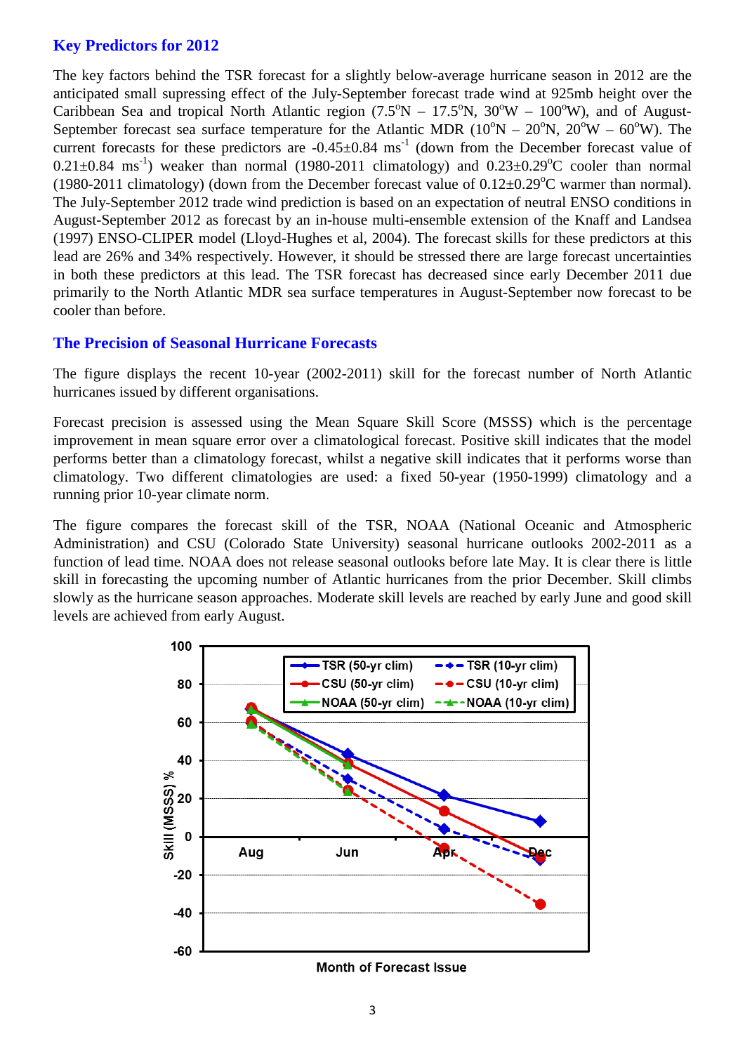## Key Predictors for 2012

The key factors behind the TSR forecast for a slightly below-average hurricane season in 2012 are the anticipated small supressing effect of the July-September forecast trade wind at 925mb height over the Caribbean Sea and tropical North Atlantic region (7.5°N – 17.5°N, 30°W – 100°W), and of August-September forecast sea surface temperature for the Atlantic MDR (10°N – 20°N, 20°W – 60°W). The current forecasts for these predictors are -0.45±0.84 $ms^{-1}$ (down from the December forecast value of 0.21±0.84 $ms^{-1}$) weaker than normal (1980-2011 climatology) and 0.23±0.29°C cooler than normal (1980-2011 climatology) (down from the December forecast value of 0.12±0.29°C warmer than normal). The July-September 2012 trade wind prediction is based on an expectation of neutral ENSO conditions in August-September 2012 as forecast by an in-house multi-ensemble extension of the Knaff and Landsea (1997) ENSO-CLIPER model (Lloyd-Hughes et al, 2004). The forecast skills for these predictors at this lead are 26% and 34% respectively. However, it should be stressed there are large forecast uncertainties in both these predictors at this lead. The TSR forecast has decreased since early December 2011 due primarily to the North Atlantic MDR sea surface temperatures in August-September now forecast to be cooler than before.

## The Precision of Seasonal Hurricane Forecasts

The figure displays the recent 10-year (2002-2011) skill for the forecast number of North Atlantic hurricanes issued by different organisations.

Forecast precision is assessed using the Mean Square Skill Score (MSSS) which is the percentage improvement in mean square error over a climatological forecast. Positive skill indicates that the model performs better than a climatology forecast, whilst a negative skill indicates that it performs worse than climatology. Two different climatologies are used: a fixed 50-year (1950-1999) climatology and a running prior 10-year climate norm.

The figure compares the forecast skill of the TSR, NOAA (National Oceanic and Atmospheric Administration) and CSU (Colorado State University) seasonal hurricane outlooks 2002-2011 as a function of lead time. NOAA does not release seasonal outlooks before late May. It is clear there is little skill in forecasting the upcoming number of Atlantic hurricanes from the prior December. Skill climbs slowly as the hurricane season approaches. Moderate skill levels are reached by early June and good skill levels are achieved from early August.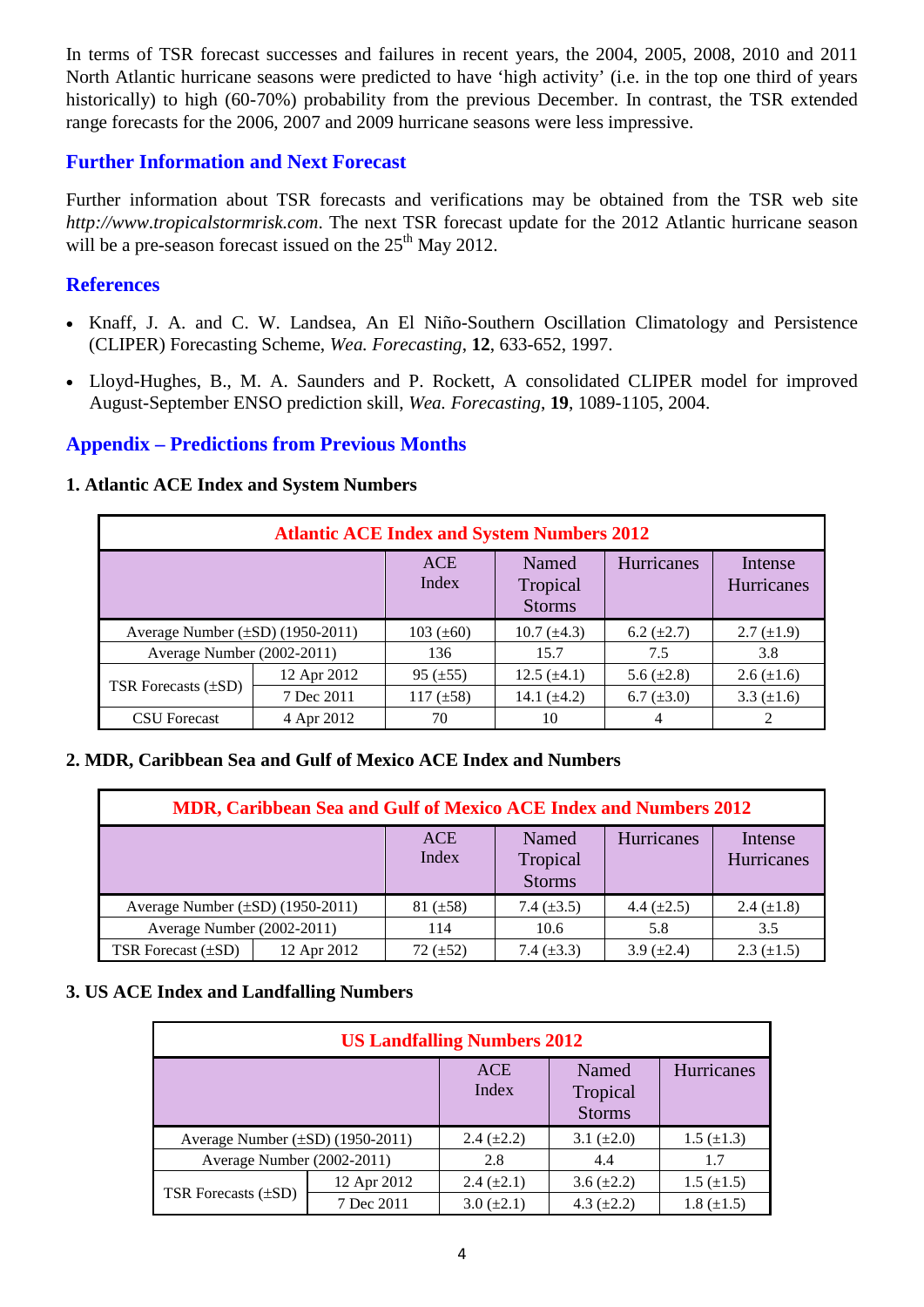In terms of TSR forecast successes and failures in recent years, the 2004, 2005, 2008, 2010 and 2011 North Atlantic hurricane seasons were predicted to have 'high activity' (i.e. in the top one third of years historically) to high (60-70%) probability from the previous December. In contrast, the TSR extended range forecasts for the 2006, 2007 and 2009 hurricane seasons were less impressive.

## Further Information and Next Forecast

Further information about TSR forecasts and verifications may be obtained from the TSR web site *http://www.tropicalstormrisk.com*. The next TSR forecast update for the 2012 Atlantic hurricane season will be a pre-season forecast issued on the 25th May 2012.

## References

- Knaff, J. A. and C. W. Landsea, An El Niño-Southern Oscillation Climatology and Persistence (CLIPER) Forecasting Scheme, *Wea. Forecasting*, **12**, 633-652, 1997.
- Lloyd-Hughes, B., M. A. Saunders and P. Rockett, A consolidated CLIPER model for improved August-September ENSO prediction skill, *Wea. Forecasting*, **19**, 1089-1105, 2004.

## Appendix – Predictions from Previous Months

### 1. Atlantic ACE Index and System Numbers

| Atlantic ACE Index and System Numbers 2012 | | | | | |
|---|---|---|---|---|---|
| | | ACE Index | Named Tropical Storms | Hurricanes | Intense Hurricanes |
| Average Number (±SD) (1950-2011) | | 103 (±60) | 10.7 (±4.3) | 6.2 (±2.7) | 2.7 (±1.9) |
| Average Number (2002-2011) | | 136 | 15.7 | 7.5 | 3.8 |
| TSR Forecasts (±SD) | 12 Apr 2012 | 95 (±55) | 12.5 (±4.1) | 5.6 (±2.8) | 2.6 (±1.6) |
| | 7 Dec 2011 | 117 (±58) | 14.1 (±4.2) | 6.7 (±3.0) | 3.3 (±1.6) |
| CSU Forecast | 4 Apr 2012 | 70 | 10 | 4 | 2 |

### 2. MDR, Caribbean Sea and Gulf of Mexico ACE Index and Numbers

| MDR, Caribbean Sea and Gulf of Mexico ACE Index and Numbers 2012 | | | | | |
|---|---|---|---|---|---|
| | | ACE Index | Named Tropical Storms | Hurricanes | Intense Hurricanes |
| Average Number (±SD) (1950-2011) | | 81 (±58) | 7.4 (±3.5) | 4.4 (±2.5) | 2.4 (±1.8) |
| Average Number (2002-2011) | | 114 | 10.6 | 5.8 | 3.5 |
| TSR Forecast (±SD) | 12 Apr 2012 | 72 (±52) | 7.4 (±3.3) | 3.9 (±2.4) | 2.3 (±1.5) |

### 3. US ACE Index and Landfalling Numbers

| US Landfalling Numbers 2012 | | | | |
|---|---|---|---|---|
| | | ACE Index | Named Tropical Storms | Hurricanes |
| Average Number (±SD) (1950-2011) | | 2.4 (±2.2) | 3.1 (±2.0) | 1.5 (±1.3) |
| Average Number (2002-2011) | | 2.8 | 4.4 | 1.7 |
| TSR Forecasts (±SD) | 12 Apr 2012 | 2.4 (±2.1) | 3.6 (±2.2) | 1.5 (±1.5) |
| | 7 Dec 2011 | 3.0 (±2.1) | 4.3 (±2.2) | 1.8 (±1.5) |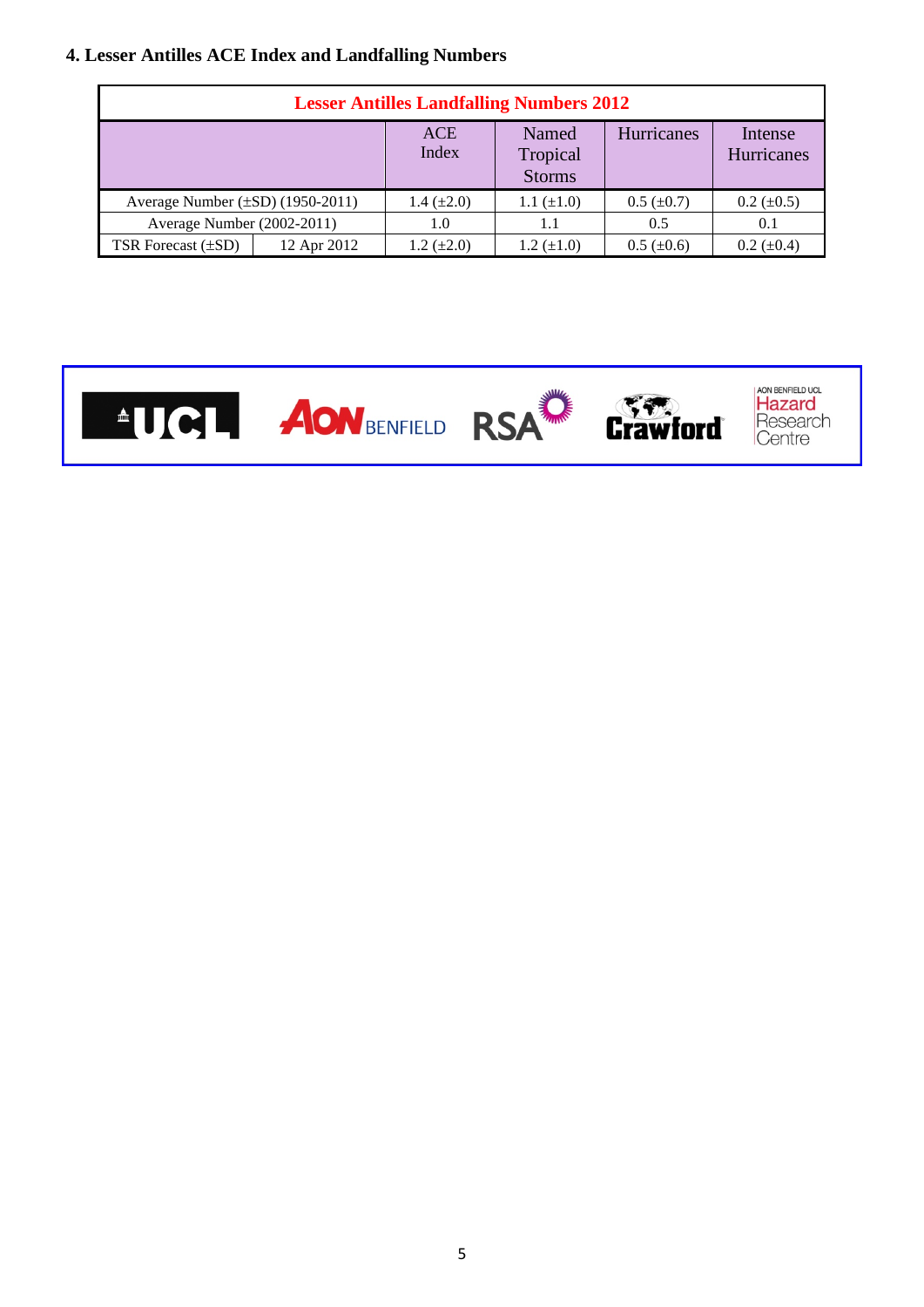## 4. Lesser Antilles ACE Index and Landfalling Numbers

| Lesser Antilles Landfalling Numbers 2012 | | | | | |
|---|---|---|---|---|---|
| | | ACE Index | Named Tropical Storms | Hurricanes | Intense Hurricanes |
| Average Number (±SD) (1950-2011) | | 1.4 (±2.0) | 1.1 (±1.0) | 0.5 (±0.7) | 0.2 (±0.5) |
| Average Number (2002-2011) | | 1.0 | 1.1 | 0.5 | 0.1 |
| TSR Forecast (±SD) | 12 Apr 2012 | 1.2 (±2.0) | 1.2 (±1.0) | 0.5 (±0.6) | 0.2 (±0.4) |

UCL AON BENFIELD RSA Crawford AON BENFIELD UCL Hazard Research Centre